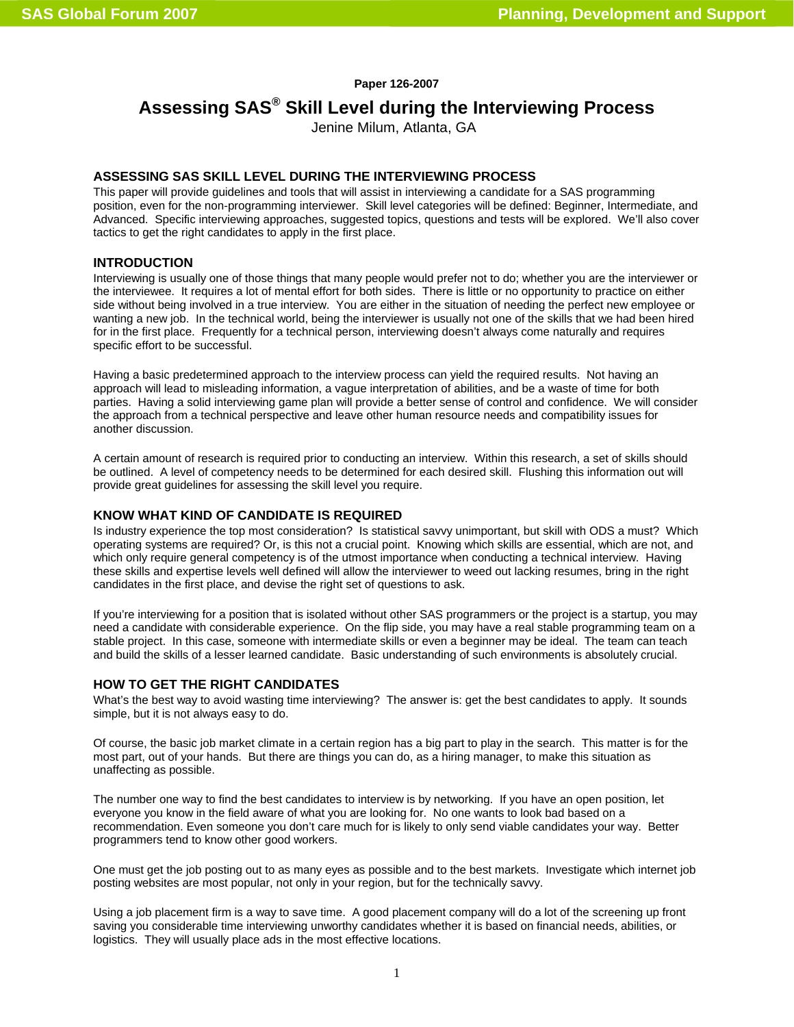Paper 126-2007

# Assessing SAS® Skill Level during the Interviewing Process

Jenine Milum, Atlanta, GA

## ASSESSING SAS SKILL LEVEL DURING THE INTERVIEWING PROCESS

This paper will provide guidelines and tools that will assist in interviewing a candidate for a SAS programming position, even for the non-programming interviewer. Skill level categories will be defined: Beginner, Intermediate, and Advanced. Specific interviewing approaches, suggested topics, questions and tests will be explored. We'll also cover tactics to get the right candidates to apply in the first place.

## INTRODUCTION

Interviewing is usually one of those things that many people would prefer not to do; whether you are the interviewer or the interviewee. It requires a lot of mental effort for both sides. There is little or no opportunity to practice on either side without being involved in a true interview. You are either in the situation of needing the perfect new employee or wanting a new job. In the technical world, being the interviewer is usually not one of the skills that we had been hired for in the first place. Frequently for a technical person, interviewing doesn't always come naturally and requires specific effort to be successful.

Having a basic predetermined approach to the interview process can yield the required results. Not having an approach will lead to misleading information, a vague interpretation of abilities, and be a waste of time for both parties. Having a solid interviewing game plan will provide a better sense of control and confidence. We will consider the approach from a technical perspective and leave other human resource needs and compatibility issues for another discussion.

A certain amount of research is required prior to conducting an interview. Within this research, a set of skills should be outlined. A level of competency needs to be determined for each desired skill. Flushing this information out will provide great guidelines for assessing the skill level you require.

## KNOW WHAT KIND OF CANDIDATE IS REQUIRED

Is industry experience the top most consideration? Is statistical savvy unimportant, but skill with ODS a must? Which operating systems are required? Or, is this not a crucial point. Knowing which skills are essential, which are not, and which only require general competency is of the utmost importance when conducting a technical interview. Having these skills and expertise levels well defined will allow the interviewer to weed out lacking resumes, bring in the right candidates in the first place, and devise the right set of questions to ask.

If you're interviewing for a position that is isolated without other SAS programmers or the project is a startup, you may need a candidate with considerable experience. On the flip side, you may have a real stable programming team on a stable project. In this case, someone with intermediate skills or even a beginner may be ideal. The team can teach and build the skills of a lesser learned candidate. Basic understanding of such environments is absolutely crucial.

## HOW TO GET THE RIGHT CANDIDATES

What's the best way to avoid wasting time interviewing? The answer is: get the best candidates to apply. It sounds simple, but it is not always easy to do.

Of course, the basic job market climate in a certain region has a big part to play in the search. This matter is for the most part, out of your hands. But there are things you can do, as a hiring manager, to make this situation as unaffecting as possible.

The number one way to find the best candidates to interview is by networking. If you have an open position, let everyone you know in the field aware of what you are looking for. No one wants to look bad based on a recommendation. Even someone you don't care much for is likely to only send viable candidates your way. Better programmers tend to know other good workers.

One must get the job posting out to as many eyes as possible and to the best markets. Investigate which internet job posting websites are most popular, not only in your region, but for the technically savvy.

Using a job placement firm is a way to save time. A good placement company will do a lot of the screening up front saving you considerable time interviewing unworthy candidates whether it is based on financial needs, abilities, or logistics. They will usually place ads in the most effective locations.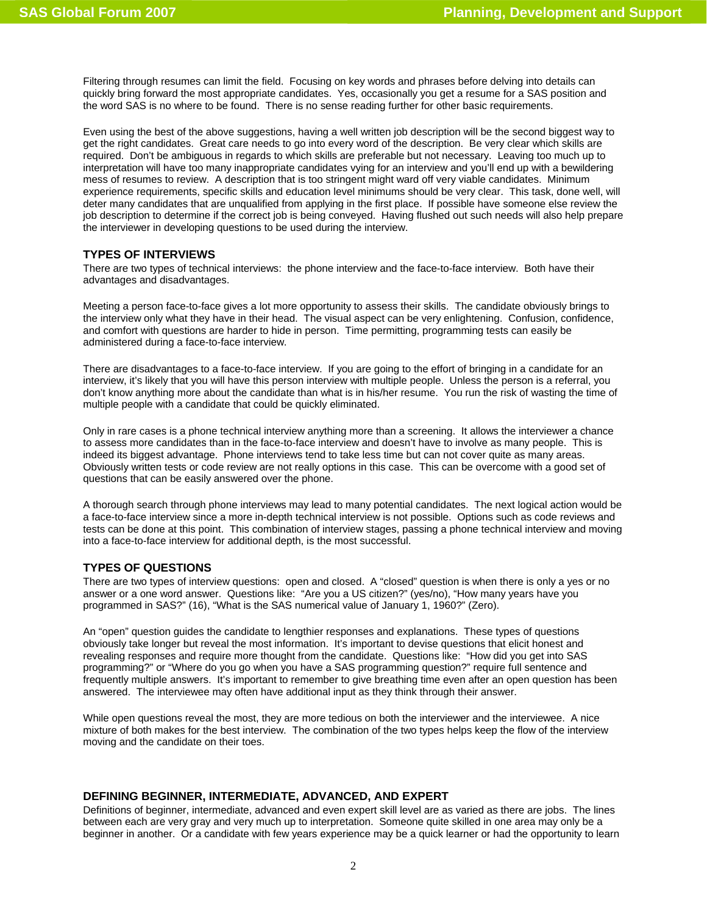Filtering through resumes can limit the field. Focusing on key words and phrases before delving into details can quickly bring forward the most appropriate candidates. Yes, occasionally you get a resume for a SAS position and the word SAS is no where to be found. There is no sense reading further for other basic requirements.

Even using the best of the above suggestions, having a well written job description will be the second biggest way to get the right candidates. Great care needs to go into every word of the description. Be very clear which skills are required. Don't be ambiguous in regards to which skills are preferable but not necessary. Leaving too much up to interpretation will have too many inappropriate candidates vying for an interview and you'll end up with a bewildering mess of resumes to review. A description that is too stringent might ward off very viable candidates. Minimum experience requirements, specific skills and education level minimums should be very clear. This task, done well, will deter many candidates that are unqualified from applying in the first place. If possible have someone else review the job description to determine if the correct job is being conveyed. Having flushed out such needs will also help prepare the interviewer in developing questions to be used during the interview.

## TYPES OF INTERVIEWS

There are two types of technical interviews: the phone interview and the face-to-face interview. Both have their advantages and disadvantages.

Meeting a person face-to-face gives a lot more opportunity to assess their skills. The candidate obviously brings to the interview only what they have in their head. The visual aspect can be very enlightening. Confusion, confidence, and comfort with questions are harder to hide in person. Time permitting, programming tests can easily be administered during a face-to-face interview.

There are disadvantages to a face-to-face interview. If you are going to the effort of bringing in a candidate for an interview, it's likely that you will have this person interview with multiple people. Unless the person is a referral, you don't know anything more about the candidate than what is in his/her resume. You run the risk of wasting the time of multiple people with a candidate that could be quickly eliminated.

Only in rare cases is a phone technical interview anything more than a screening. It allows the interviewer a chance to assess more candidates than in the face-to-face interview and doesn't have to involve as many people. This is indeed its biggest advantage. Phone interviews tend to take less time but can not cover quite as many areas. Obviously written tests or code review are not really options in this case. This can be overcome with a good set of questions that can be easily answered over the phone.

A thorough search through phone interviews may lead to many potential candidates. The next logical action would be a face-to-face interview since a more in-depth technical interview is not possible. Options such as code reviews and tests can be done at this point. This combination of interview stages, passing a phone technical interview and moving into a face-to-face interview for additional depth, is the most successful.

## TYPES OF QUESTIONS

There are two types of interview questions: open and closed. A "closed" question is when there is only a yes or no answer or a one word answer. Questions like: "Are you a US citizen?" (yes/no), "How many years have you programmed in SAS?" (16), "What is the SAS numerical value of January 1, 1960?" (Zero).

An "open" question guides the candidate to lengthier responses and explanations. These types of questions obviously take longer but reveal the most information. It's important to devise questions that elicit honest and revealing responses and require more thought from the candidate. Questions like: "How did you get into SAS programming?" or "Where do you go when you have a SAS programming question?" require full sentence and frequently multiple answers. It's important to remember to give breathing time even after an open question has been answered. The interviewee may often have additional input as they think through their answer.

While open questions reveal the most, they are more tedious on both the interviewer and the interviewee. A nice mixture of both makes for the best interview. The combination of the two types helps keep the flow of the interview moving and the candidate on their toes.

## DEFINING BEGINNER, INTERMEDIATE, ADVANCED, AND EXPERT

Definitions of beginner, intermediate, advanced and even expert skill level are as varied as there are jobs. The lines between each are very gray and very much up to interpretation. Someone quite skilled in one area may only be a beginner in another. Or a candidate with few years experience may be a quick learner or had the opportunity to learn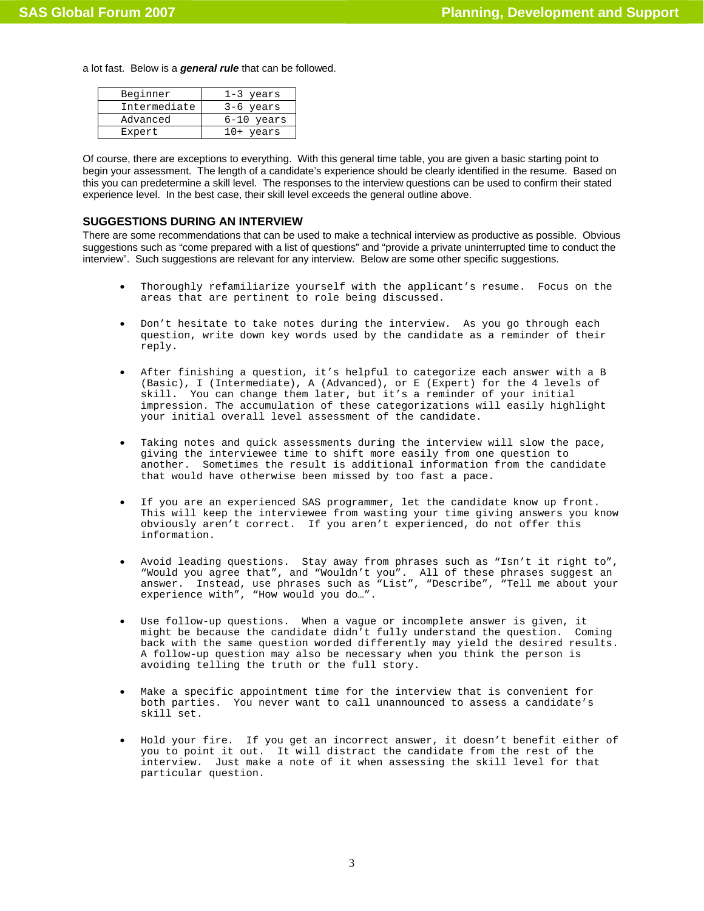a lot fast. Below is a ***general rule*** that can be followed.

| Beginner | 1-3 years |
|---|---|
| Intermediate | 3-6 years |
| Advanced | 6-10 years |
| Expert | 10+ years |

Of course, there are exceptions to everything. With this general time table, you are given a basic starting point to begin your assessment. The length of a candidate's experience should be clearly identified in the resume. Based on this you can predetermine a skill level. The responses to the interview questions can be used to confirm their stated experience level. In the best case, their skill level exceeds the general outline above.

### SUGGESTIONS DURING AN INTERVIEW

There are some recommendations that can be used to make a technical interview as productive as possible. Obvious suggestions such as "come prepared with a list of questions" and "provide a private uninterrupted time to conduct the interview". Such suggestions are relevant for any interview. Below are some other specific suggestions.

- Thoroughly refamiliarize yourself with the applicant's resume. Focus on the areas that are pertinent to role being discussed.
- Don't hesitate to take notes during the interview. As you go through each question, write down key words used by the candidate as a reminder of their reply.
- After finishing a question, it's helpful to categorize each answer with a B (Basic), I (Intermediate), A (Advanced), or E (Expert) for the 4 levels of skill. You can change them later, but it's a reminder of your initial impression. The accumulation of these categorizations will easily highlight your initial overall level assessment of the candidate.
- Taking notes and quick assessments during the interview will slow the pace, giving the interviewee time to shift more easily from one question to another. Sometimes the result is additional information from the candidate that would have otherwise been missed by too fast a pace.
- If you are an experienced SAS programmer, let the candidate know up front. This will keep the interviewee from wasting your time giving answers you know obviously aren't correct. If you aren't experienced, do not offer this information.
- Avoid leading questions. Stay away from phrases such as "Isn't it right to", "Would you agree that", and "Wouldn't you". All of these phrases suggest an answer. Instead, use phrases such as "List", "Describe", "Tell me about your experience with", "How would you do…".
- Use follow-up questions. When a vague or incomplete answer is given, it might be because the candidate didn't fully understand the question. Coming back with the same question worded differently may yield the desired results. A follow-up question may also be necessary when you think the person is avoiding telling the truth or the full story.
- Make a specific appointment time for the interview that is convenient for both parties. You never want to call unannounced to assess a candidate's skill set.
- Hold your fire. If you get an incorrect answer, it doesn't benefit either of you to point it out. It will distract the candidate from the rest of the interview. Just make a note of it when assessing the skill level for that particular question.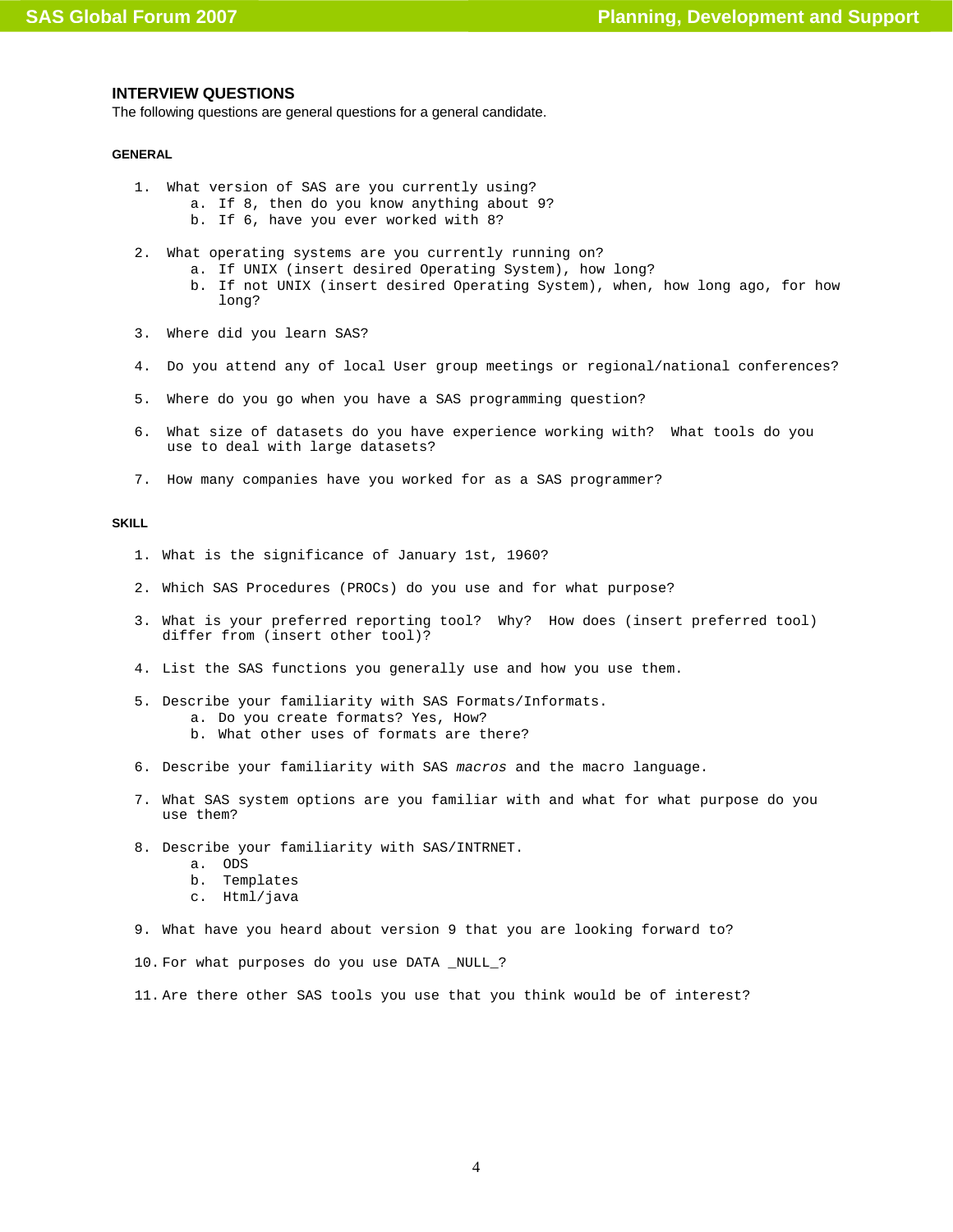## INTERVIEW QUESTIONS

The following questions are general questions for a general candidate.

### GENERAL

1. What version of SAS are you currently using?
    a. If 8, then do you know anything about 9?
    b. If 6, have you ever worked with 8?

2. What operating systems are you currently running on?
    a. If UNIX (insert desired Operating System), how long?
    b. If not UNIX (insert desired Operating System), when, how long ago, for how long?

3. Where did you learn SAS?

4. Do you attend any of local User group meetings or regional/national conferences?

5. Where do you go when you have a SAS programming question?

6. What size of datasets do you have experience working with? What tools do you use to deal with large datasets?

7. How many companies have you worked for as a SAS programmer?

### SKILL

1. What is the significance of January 1st, 1960?

2. Which SAS Procedures (PROCs) do you use and for what purpose?

3. What is your preferred reporting tool? Why? How does (insert preferred tool) differ from (insert other tool)?

4. List the SAS functions you generally use and how you use them.

5. Describe your familiarity with SAS Formats/Informats.
    a. Do you create formats? Yes, How?
    b. What other uses of formats are there?

6. Describe your familiarity with SAS *macros* and the macro language.

7. What SAS system options are you familiar with and what for what purpose do you use them?

8. Describe your familiarity with SAS/INTRNET.
    a. ODS
    b. Templates
    c. Html/java

9. What have you heard about version 9 that you are looking forward to?

10. For what purposes do you use DATA _NULL_?

11. Are there other SAS tools you use that you think would be of interest?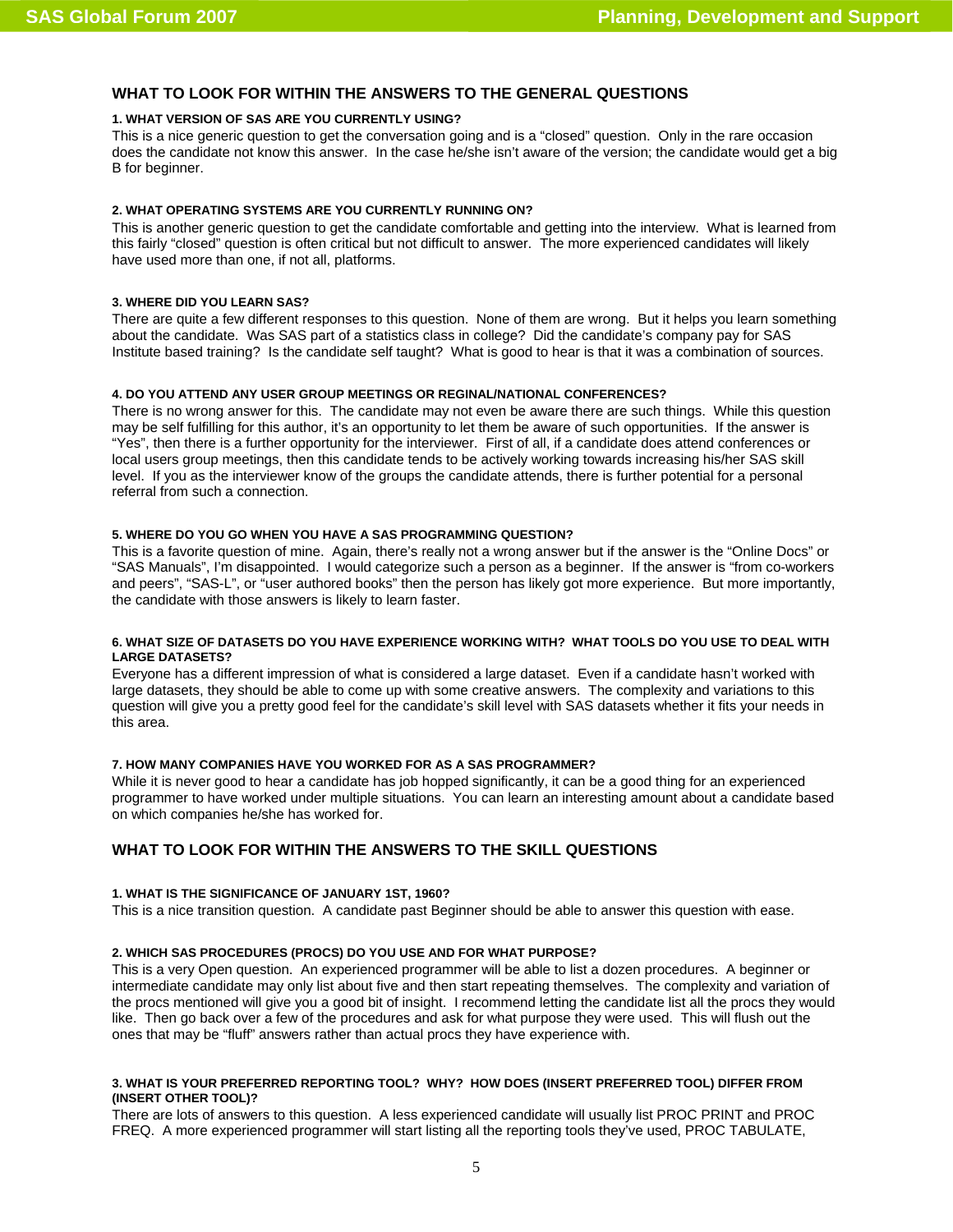## WHAT TO LOOK FOR WITHIN THE ANSWERS TO THE GENERAL QUESTIONS

#### 1. WHAT VERSION OF SAS ARE YOU CURRENTLY USING?

This is a nice generic question to get the conversation going and is a "closed" question. Only in the rare occasion does the candidate not know this answer. In the case he/she isn't aware of the version; the candidate would get a big B for beginner.

#### 2. WHAT OPERATING SYSTEMS ARE YOU CURRENTLY RUNNING ON?

This is another generic question to get the candidate comfortable and getting into the interview. What is learned from this fairly "closed" question is often critical but not difficult to answer. The more experienced candidates will likely have used more than one, if not all, platforms.

#### 3. WHERE DID YOU LEARN SAS?

There are quite a few different responses to this question. None of them are wrong. But it helps you learn something about the candidate. Was SAS part of a statistics class in college? Did the candidate's company pay for SAS Institute based training? Is the candidate self taught? What is good to hear is that it was a combination of sources.

#### 4. DO YOU ATTEND ANY USER GROUP MEETINGS OR REGINAL/NATIONAL CONFERENCES?

There is no wrong answer for this. The candidate may not even be aware there are such things. While this question may be self fulfilling for this author, it's an opportunity to let them be aware of such opportunities. If the answer is "Yes", then there is a further opportunity for the interviewer. First of all, if a candidate does attend conferences or local users group meetings, then this candidate tends to be actively working towards increasing his/her SAS skill level. If you as the interviewer know of the groups the candidate attends, there is further potential for a personal referral from such a connection.

#### 5. WHERE DO YOU GO WHEN YOU HAVE A SAS PROGRAMMING QUESTION?

This is a favorite question of mine. Again, there's really not a wrong answer but if the answer is the "Online Docs" or "SAS Manuals", I'm disappointed. I would categorize such a person as a beginner. If the answer is "from co-workers and peers", "SAS-L", or "user authored books" then the person has likely got more experience. But more importantly, the candidate with those answers is likely to learn faster.

#### 6. WHAT SIZE OF DATASETS DO YOU HAVE EXPERIENCE WORKING WITH? WHAT TOOLS DO YOU USE TO DEAL WITH LARGE DATASETS?

Everyone has a different impression of what is considered a large dataset. Even if a candidate hasn't worked with large datasets, they should be able to come up with some creative answers. The complexity and variations to this question will give you a pretty good feel for the candidate's skill level with SAS datasets whether it fits your needs in this area.

#### 7. HOW MANY COMPANIES HAVE YOU WORKED FOR AS A SAS PROGRAMMER?

While it is never good to hear a candidate has job hopped significantly, it can be a good thing for an experienced programmer to have worked under multiple situations. You can learn an interesting amount about a candidate based on which companies he/she has worked for.

## WHAT TO LOOK FOR WITHIN THE ANSWERS TO THE SKILL QUESTIONS

#### 1. WHAT IS THE SIGNIFICANCE OF JANUARY 1ST, 1960?

This is a nice transition question. A candidate past Beginner should be able to answer this question with ease.

#### 2. WHICH SAS PROCEDURES (PROCS) DO YOU USE AND FOR WHAT PURPOSE?

This is a very Open question. An experienced programmer will be able to list a dozen procedures. A beginner or intermediate candidate may only list about five and then start repeating themselves. The complexity and variation of the procs mentioned will give you a good bit of insight. I recommend letting the candidate list all the procs they would like. Then go back over a few of the procedures and ask for what purpose they were used. This will flush out the ones that may be "fluff" answers rather than actual procs they have experience with.

#### 3. WHAT IS YOUR PREFERRED REPORTING TOOL? WHY? HOW DOES (INSERT PREFERRED TOOL) DIFFER FROM (INSERT OTHER TOOL)?

There are lots of answers to this question. A less experienced candidate will usually list PROC PRINT and PROC FREQ. A more experienced programmer will start listing all the reporting tools they've used, PROC TABULATE,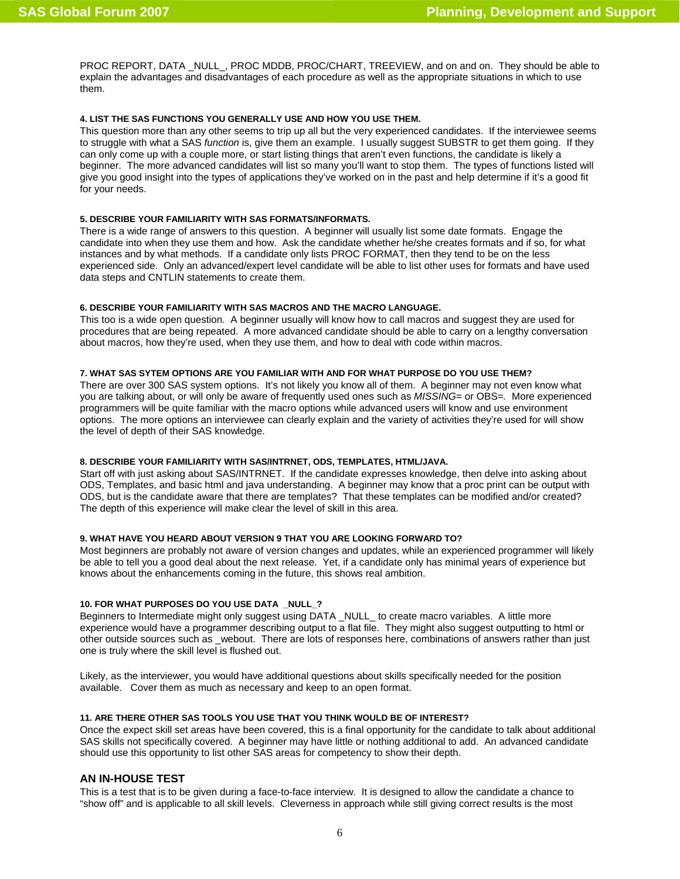PROC REPORT, DATA _NULL_, PROC MDDB, PROC/CHART, TREEVIEW, and on and on. They should be able to explain the advantages and disadvantages of each procedure as well as the appropriate situations in which to use them.

#### 4. LIST THE SAS FUNCTIONS YOU GENERALLY USE AND HOW YOU USE THEM.

This question more than any other seems to trip up all but the very experienced candidates. If the interviewee seems to struggle with what a SAS *function* is, give them an example. I usually suggest SUBSTR to get them going. If they can only come up with a couple more, or start listing things that aren't even functions, the candidate is likely a beginner. The more advanced candidates will list so many you'll want to stop them. The types of functions listed will give you good insight into the types of applications they've worked on in the past and help determine if it's a good fit for your needs.

#### 5. DESCRIBE YOUR FAMILIARITY WITH SAS FORMATS/INFORMATS.

There is a wide range of answers to this question. A beginner will usually list some date formats. Engage the candidate into when they use them and how. Ask the candidate whether he/she creates formats and if so, for what instances and by what methods. If a candidate only lists PROC FORMAT, then they tend to be on the less experienced side. Only an advanced/expert level candidate will be able to list other uses for formats and have used data steps and CNTLIN statements to create them.

#### 6. DESCRIBE YOUR FAMILIARITY WITH SAS MACROS AND THE MACRO LANGUAGE.

This too is a wide open question. A beginner usually will know how to call macros and suggest they are used for procedures that are being repeated. A more advanced candidate should be able to carry on a lengthy conversation about macros, how they're used, when they use them, and how to deal with code within macros.

#### 7. WHAT SAS SYTEM OPTIONS ARE YOU FAMILIAR WITH AND FOR WHAT PURPOSE DO YOU USE THEM?

There are over 300 SAS system options. It's not likely you know all of them. A beginner may not even know what you are talking about, or will only be aware of frequently used ones such as *MISSING*= or OBS=. More experienced programmers will be quite familiar with the macro options while advanced users will know and use environment options. The more options an interviewee can clearly explain and the variety of activities they're used for will show the level of depth of their SAS knowledge.

#### 8. DESCRIBE YOUR FAMILIARITY WITH SAS/INTRNET, ODS, TEMPLATES, HTML/JAVA.

Start off with just asking about SAS/INTRNET. If the candidate expresses knowledge, then delve into asking about ODS, Templates, and basic html and java understanding. A beginner may know that a proc print can be output with ODS, but is the candidate aware that there are templates? That these templates can be modified and/or created? The depth of this experience will make clear the level of skill in this area.

#### 9. WHAT HAVE YOU HEARD ABOUT VERSION 9 THAT YOU ARE LOOKING FORWARD TO?

Most beginners are probably not aware of version changes and updates, while an experienced programmer will likely be able to tell you a good deal about the next release. Yet, if a candidate only has minimal years of experience but knows about the enhancements coming in the future, this shows real ambition.

#### 10. FOR WHAT PURPOSES DO YOU USE DATA _NULL_?

Beginners to Intermediate might only suggest using DATA _NULL_ to create macro variables. A little more experience would have a programmer describing output to a flat file. They might also suggest outputting to html or other outside sources such as _webout. There are lots of responses here, combinations of answers rather than just one is truly where the skill level is flushed out.

Likely, as the interviewer, you would have additional questions about skills specifically needed for the position available. Cover them as much as necessary and keep to an open format.

#### 11. ARE THERE OTHER SAS TOOLS YOU USE THAT YOU THINK WOULD BE OF INTEREST?

Once the expect skill set areas have been covered, this is a final opportunity for the candidate to talk about additional SAS skills not specifically covered. A beginner may have little or nothing additional to add. An advanced candidate should use this opportunity to list other SAS areas for competency to show their depth.

## AN IN-HOUSE TEST

This is a test that is to be given during a face-to-face interview. It is designed to allow the candidate a chance to "show off" and is applicable to all skill levels. Cleverness in approach while still giving correct results is the most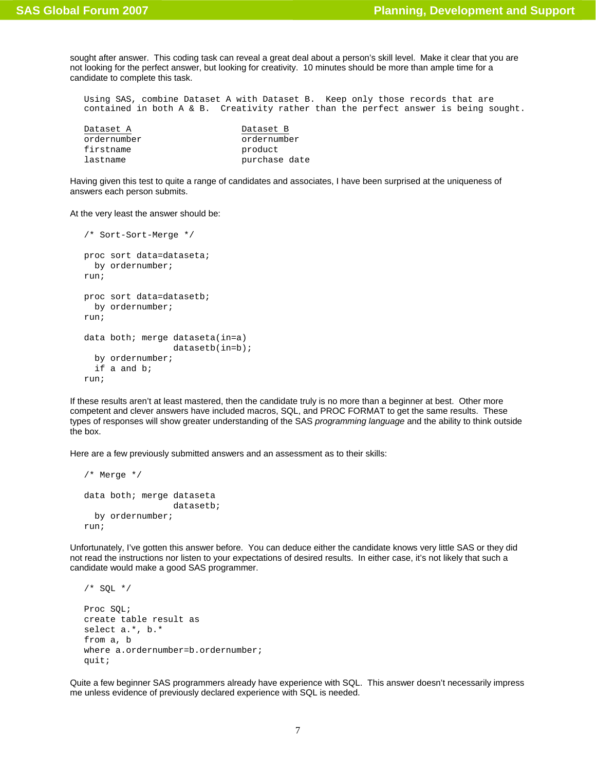sought after answer. This coding task can reveal a great deal about a person's skill level. Make it clear that you are not looking for the perfect answer, but looking for creativity. 10 minutes should be more than ample time for a candidate to complete this task.

```
Using SAS, combine Dataset A with Dataset B.  Keep only those records that are
contained in both A & B.  Creativity rather than the perfect answer is being sought.

Dataset A                     Dataset B
ordernumber                   ordernumber
firstname                     product
lastname                      purchase date
```

Having given this test to quite a range of candidates and associates, I have been surprised at the uniqueness of answers each person submits.

At the very least the answer should be:

```
/* Sort-Sort-Merge */

proc sort data=dataseta;
  by ordernumber;
run;

proc sort data=datasetb;
  by ordernumber;
run;

data both; merge dataseta(in=a)
                 datasetb(in=b);
  by ordernumber;
  if a and b;
run;
```

If these results aren't at least mastered, then the candidate truly is no more than a beginner at best. Other more competent and clever answers have included macros, SQL, and PROC FORMAT to get the same results. These types of responses will show greater understanding of the SAS *programming language* and the ability to think outside the box.

Here are a few previously submitted answers and an assessment as to their skills:

```
/* Merge */

data both; merge dataseta
                 datasetb;
  by ordernumber;
run;
```

Unfortunately, I've gotten this answer before. You can deduce either the candidate knows very little SAS or they did not read the instructions nor listen to your expectations of desired results. In either case, it's not likely that such a candidate would make a good SAS programmer.

```
/* SQL */

Proc SQL;
create table result as
select a.*, b.*
from a, b
where a.ordernumber=b.ordernumber;
quit;
```

Quite a few beginner SAS programmers already have experience with SQL. This answer doesn't necessarily impress me unless evidence of previously declared experience with SQL is needed.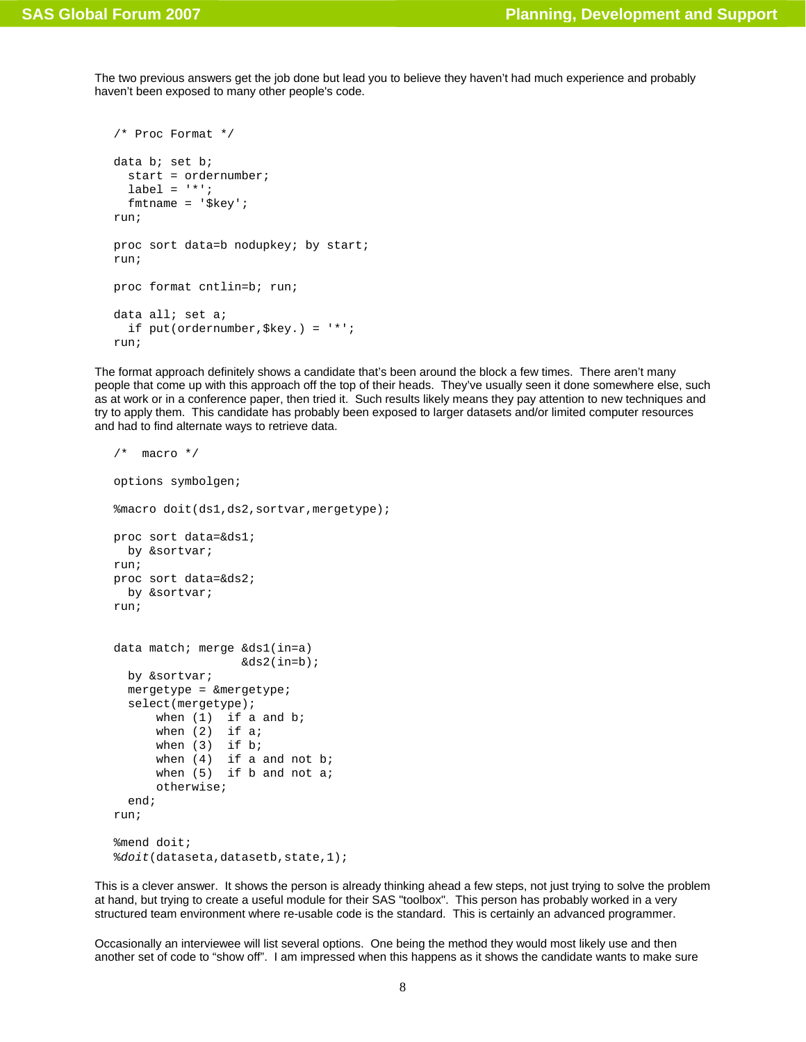The two previous answers get the job done but lead you to believe they haven't had much experience and probably haven't been exposed to many other people's code.

```
/* Proc Format */

data b; set b;
  start = ordernumber;
  label = '*';
  fmtname = '$key';
run;

proc sort data=b nodupkey; by start;
run;

proc format cntlin=b; run;

data all; set a;
  if put(ordernumber,$key.) = '*';
run;
```

The format approach definitely shows a candidate that's been around the block a few times. There aren't many people that come up with this approach off the top of their heads. They've usually seen it done somewhere else, such as at work or in a conference paper, then tried it. Such results likely means they pay attention to new techniques and try to apply them. This candidate has probably been exposed to larger datasets and/or limited computer resources and had to find alternate ways to retrieve data.

```
/*  macro */

options symbolgen;

%macro doit(ds1,ds2,sortvar,mergetype);

proc sort data=&ds1;
  by &sortvar;
run;
proc sort data=&ds2;
  by &sortvar;
run;


data match; merge &ds1(in=a)
                  &ds2(in=b);
  by &sortvar;
  mergetype = &mergetype;
  select(mergetype);
      when (1)  if a and b;
      when (2)  if a;
      when (3)  if b;
      when (4)  if a and not b;
      when (5)  if b and not a;
      otherwise;
  end;
run;

%mend doit;
%doit(dataseta,datasetb,state,1);
```

This is a clever answer. It shows the person is already thinking ahead a few steps, not just trying to solve the problem at hand, but trying to create a useful module for their SAS "toolbox". This person has probably worked in a very structured team environment where re-usable code is the standard. This is certainly an advanced programmer.

Occasionally an interviewee will list several options. One being the method they would most likely use and then another set of code to "show off". I am impressed when this happens as it shows the candidate wants to make sure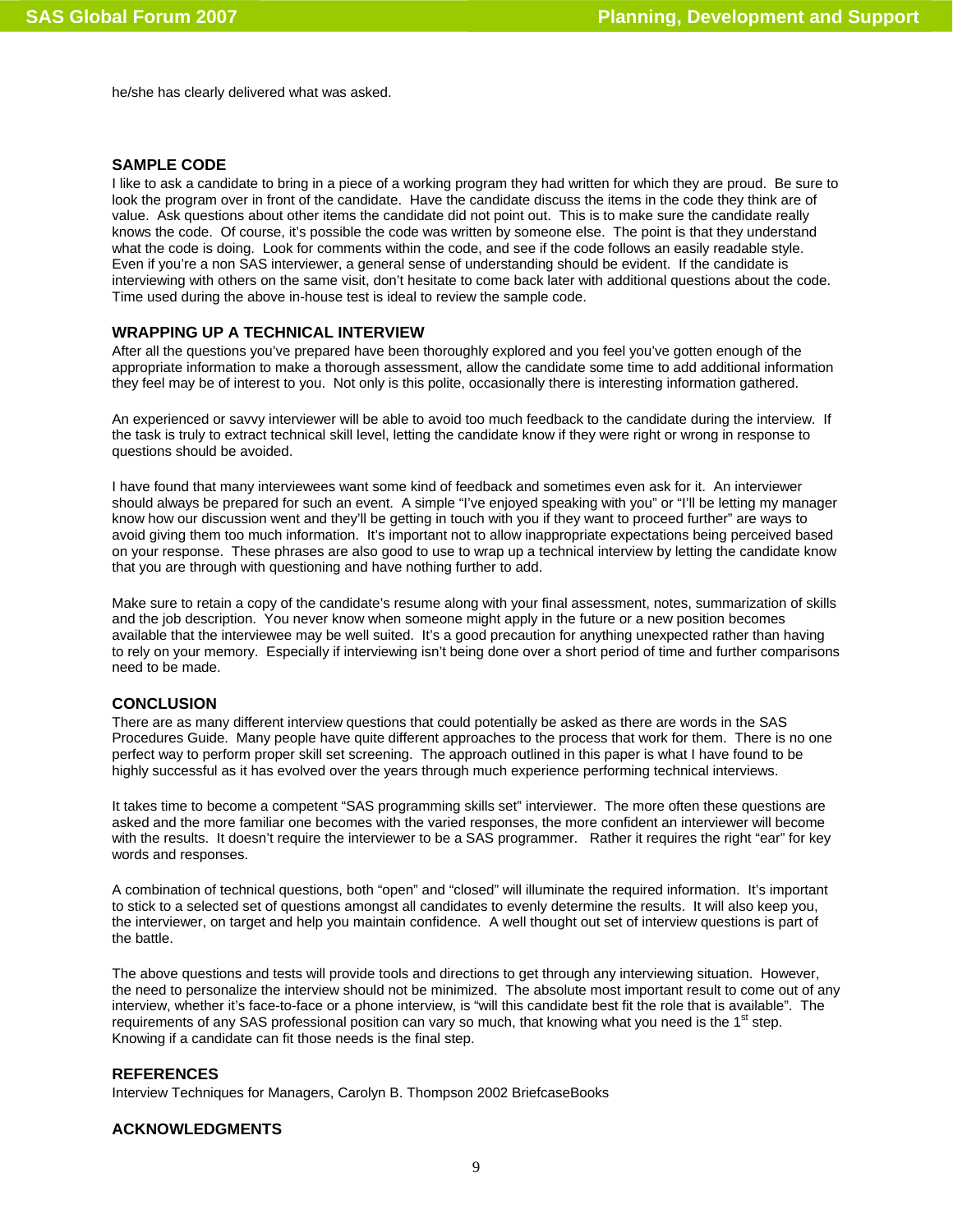he/she has clearly delivered what was asked.

## SAMPLE CODE

I like to ask a candidate to bring in a piece of a working program they had written for which they are proud. Be sure to look the program over in front of the candidate. Have the candidate discuss the items in the code they think are of value. Ask questions about other items the candidate did not point out. This is to make sure the candidate really knows the code. Of course, it's possible the code was written by someone else. The point is that they understand what the code is doing. Look for comments within the code, and see if the code follows an easily readable style. Even if you're a non SAS interviewer, a general sense of understanding should be evident. If the candidate is interviewing with others on the same visit, don't hesitate to come back later with additional questions about the code. Time used during the above in-house test is ideal to review the sample code.

## WRAPPING UP A TECHNICAL INTERVIEW

After all the questions you've prepared have been thoroughly explored and you feel you've gotten enough of the appropriate information to make a thorough assessment, allow the candidate some time to add additional information they feel may be of interest to you. Not only is this polite, occasionally there is interesting information gathered.

An experienced or savvy interviewer will be able to avoid too much feedback to the candidate during the interview. If the task is truly to extract technical skill level, letting the candidate know if they were right or wrong in response to questions should be avoided.

I have found that many interviewees want some kind of feedback and sometimes even ask for it. An interviewer should always be prepared for such an event. A simple "I've enjoyed speaking with you" or "I'll be letting my manager know how our discussion went and they'll be getting in touch with you if they want to proceed further" are ways to avoid giving them too much information. It's important not to allow inappropriate expectations being perceived based on your response. These phrases are also good to use to wrap up a technical interview by letting the candidate know that you are through with questioning and have nothing further to add.

Make sure to retain a copy of the candidate's resume along with your final assessment, notes, summarization of skills and the job description. You never know when someone might apply in the future or a new position becomes available that the interviewee may be well suited. It's a good precaution for anything unexpected rather than having to rely on your memory. Especially if interviewing isn't being done over a short period of time and further comparisons need to be made.

## CONCLUSION

There are as many different interview questions that could potentially be asked as there are words in the SAS Procedures Guide. Many people have quite different approaches to the process that work for them. There is no one perfect way to perform proper skill set screening. The approach outlined in this paper is what I have found to be highly successful as it has evolved over the years through much experience performing technical interviews.

It takes time to become a competent "SAS programming skills set" interviewer. The more often these questions are asked and the more familiar one becomes with the varied responses, the more confident an interviewer will become with the results. It doesn't require the interviewer to be a SAS programmer. Rather it requires the right "ear" for key words and responses.

A combination of technical questions, both "open" and "closed" will illuminate the required information. It's important to stick to a selected set of questions amongst all candidates to evenly determine the results. It will also keep you, the interviewer, on target and help you maintain confidence. A well thought out set of interview questions is part of the battle.

The above questions and tests will provide tools and directions to get through any interviewing situation. However, the need to personalize the interview should not be minimized. The absolute most important result to come out of any interview, whether it's face-to-face or a phone interview, is "will this candidate best fit the role that is available". The requirements of any SAS professional position can vary so much, that knowing what you need is the 1st step. Knowing if a candidate can fit those needs is the final step.

## REFERENCES

Interview Techniques for Managers, Carolyn B. Thompson 2002 BriefcaseBooks

## ACKNOWLEDGMENTS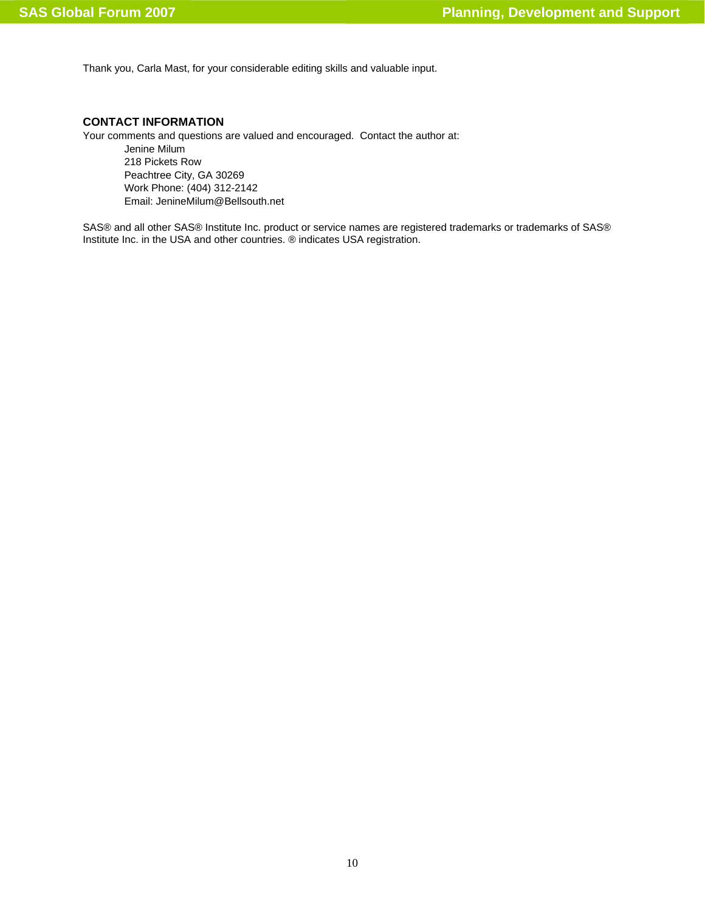Thank you, Carla Mast, for your considerable editing skills and valuable input.

## CONTACT INFORMATION

Your comments and questions are valued and encouraged. Contact the author at:

Jenine Milum  
218 Pickets Row  
Peachtree City, GA 30269  
Work Phone: (404) 312-2142  
Email: JenineMilum@Bellsouth.net

SAS® and all other SAS® Institute Inc. product or service names are registered trademarks or trademarks of SAS® Institute Inc. in the USA and other countries. ® indicates USA registration.